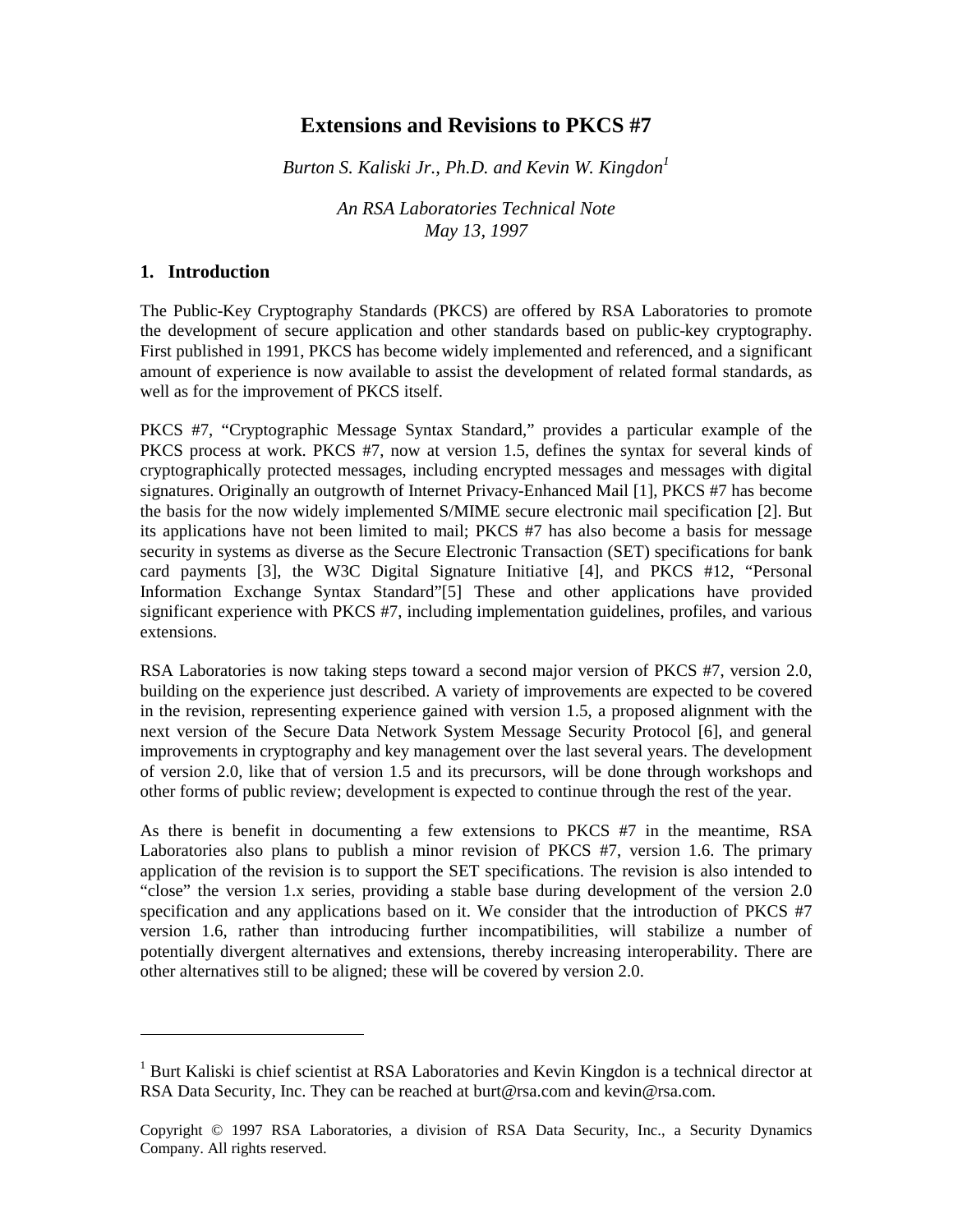# Extensions and Revisions to PKCS #7

*Burton S. Kaliski Jr., Ph.D. and Kevin W. Kingdon*[1]

*An RSA Laboratories Technical Note*
*May 13, 1997*

## 1. Introduction

The Public-Key Cryptography Standards (PKCS) are offered by RSA Laboratories to promote the development of secure application and other standards based on public-key cryptography. First published in 1991, PKCS has become widely implemented and referenced, and a significant amount of experience is now available to assist the development of related formal standards, as well as for the improvement of PKCS itself.

PKCS #7, "Cryptographic Message Syntax Standard," provides a particular example of the PKCS process at work. PKCS #7, now at version 1.5, defines the syntax for several kinds of cryptographically protected messages, including encrypted messages and messages with digital signatures. Originally an outgrowth of Internet Privacy-Enhanced Mail [1], PKCS #7 has become the basis for the now widely implemented S/MIME secure electronic mail specification [2]. But its applications have not been limited to mail; PKCS #7 has also become a basis for message security in systems as diverse as the Secure Electronic Transaction (SET) specifications for bank card payments [3], the W3C Digital Signature Initiative [4], and PKCS #12, "Personal Information Exchange Syntax Standard"[5] These and other applications have provided significant experience with PKCS #7, including implementation guidelines, profiles, and various extensions.

RSA Laboratories is now taking steps toward a second major version of PKCS #7, version 2.0, building on the experience just described. A variety of improvements are expected to be covered in the revision, representing experience gained with version 1.5, a proposed alignment with the next version of the Secure Data Network System Message Security Protocol [6], and general improvements in cryptography and key management over the last several years. The development of version 2.0, like that of version 1.5 and its precursors, will be done through workshops and other forms of public review; development is expected to continue through the rest of the year.

As there is benefit in documenting a few extensions to PKCS #7 in the meantime, RSA Laboratories also plans to publish a minor revision of PKCS #7, version 1.6. The primary application of the revision is to support the SET specifications. The revision is also intended to "close" the version 1.x series, providing a stable base during development of the version 2.0 specification and any applications based on it. We consider that the introduction of PKCS #7 version 1.6, rather than introducing further incompatibilities, will stabilize a number of potentially divergent alternatives and extensions, thereby increasing interoperability. There are other alternatives still to be aligned; these will be covered by version 2.0.

---

[1] Burt Kaliski is chief scientist at RSA Laboratories and Kevin Kingdon is a technical director at RSA Data Security, Inc. They can be reached at burt@rsa.com and kevin@rsa.com.

Copyright © 1997 RSA Laboratories, a division of RSA Data Security, Inc., a Security Dynamics Company. All rights reserved.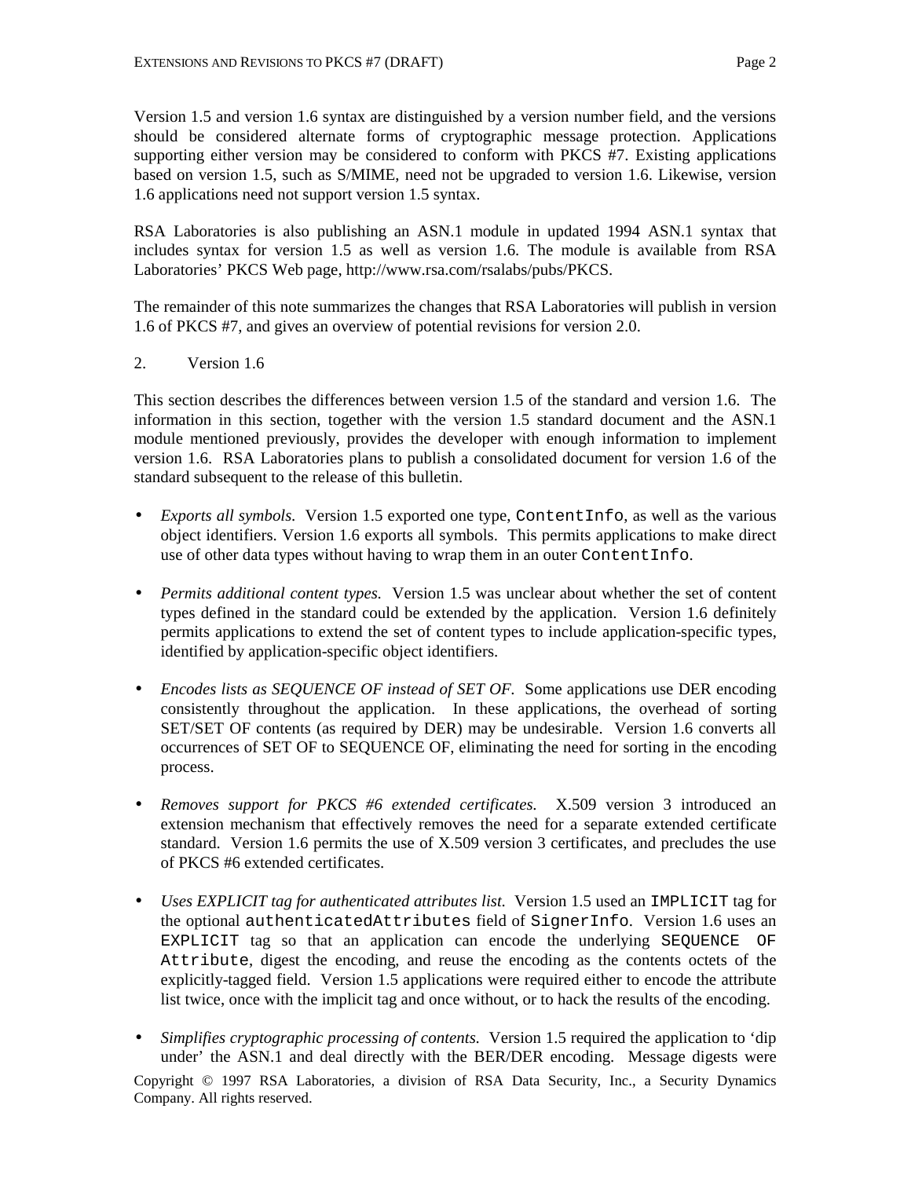Version 1.5 and version 1.6 syntax are distinguished by a version number field, and the versions should be considered alternate forms of cryptographic message protection. Applications supporting either version may be considered to conform with PKCS #7. Existing applications based on version 1.5, such as S/MIME, need not be upgraded to version 1.6. Likewise, version 1.6 applications need not support version 1.5 syntax.

RSA Laboratories is also publishing an ASN.1 module in updated 1994 ASN.1 syntax that includes syntax for version 1.5 as well as version 1.6. The module is available from RSA Laboratories' PKCS Web page, http://www.rsa.com/rsalabs/pubs/PKCS.

The remainder of this note summarizes the changes that RSA Laboratories will publish in version 1.6 of PKCS #7, and gives an overview of potential revisions for version 2.0.

## 2. Version 1.6

This section describes the differences between version 1.5 of the standard and version 1.6. The information in this section, together with the version 1.5 standard document and the ASN.1 module mentioned previously, provides the developer with enough information to implement version 1.6. RSA Laboratories plans to publish a consolidated document for version 1.6 of the standard subsequent to the release of this bulletin.

- *Exports all symbols.* Version 1.5 exported one type, `ContentInfo`, as well as the various object identifiers. Version 1.6 exports all symbols. This permits applications to make direct use of other data types without having to wrap them in an outer `ContentInfo`.

- *Permits additional content types.* Version 1.5 was unclear about whether the set of content types defined in the standard could be extended by the application. Version 1.6 definitely permits applications to extend the set of content types to include application-specific types, identified by application-specific object identifiers.

- *Encodes lists as SEQUENCE OF instead of SET OF.* Some applications use DER encoding consistently throughout the application. In these applications, the overhead of sorting SET/SET OF contents (as required by DER) may be undesirable. Version 1.6 converts all occurrences of SET OF to SEQUENCE OF, eliminating the need for sorting in the encoding process.

- *Removes support for PKCS #6 extended certificates.* X.509 version 3 introduced an extension mechanism that effectively removes the need for a separate extended certificate standard. Version 1.6 permits the use of X.509 version 3 certificates, and precludes the use of PKCS #6 extended certificates.

- *Uses EXPLICIT tag for authenticated attributes list.* Version 1.5 used an `IMPLICIT` tag for the optional `authenticatedAttributes` field of `SignerInfo`. Version 1.6 uses an `EXPLICIT` tag so that an application can encode the underlying `SEQUENCE OF Attribute`, digest the encoding, and reuse the encoding as the contents octets of the explicitly-tagged field. Version 1.5 applications were required either to encode the attribute list twice, once with the implicit tag and once without, or to hack the results of the encoding.

- *Simplifies cryptographic processing of contents.* Version 1.5 required the application to 'dip under' the ASN.1 and deal directly with the BER/DER encoding. Message digests were

Copyright © 1997 RSA Laboratories, a division of RSA Data Security, Inc., a Security Dynamics Company. All rights reserved.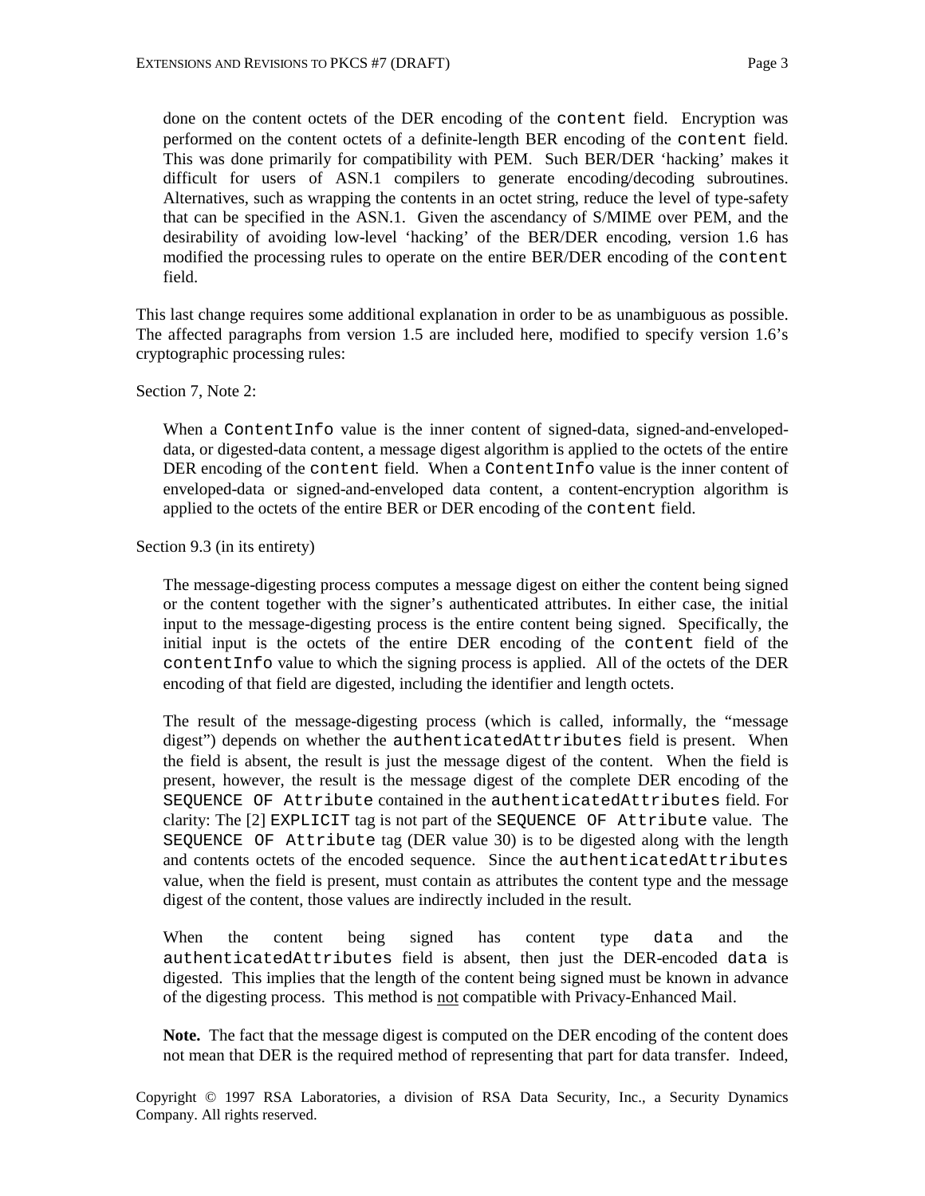done on the content octets of the DER encoding of the `content` field. Encryption was performed on the content octets of a definite-length BER encoding of the `content` field. This was done primarily for compatibility with PEM. Such BER/DER 'hacking' makes it difficult for users of ASN.1 compilers to generate encoding/decoding subroutines. Alternatives, such as wrapping the contents in an octet string, reduce the level of type-safety that can be specified in the ASN.1. Given the ascendancy of S/MIME over PEM, and the desirability of avoiding low-level 'hacking' of the BER/DER encoding, version 1.6 has modified the processing rules to operate on the entire BER/DER encoding of the `content` field.

This last change requires some additional explanation in order to be as unambiguous as possible. The affected paragraphs from version 1.5 are included here, modified to specify version 1.6's cryptographic processing rules:

Section 7, Note 2:

> When a `ContentInfo` value is the inner content of signed-data, signed-and-enveloped-data, or digested-data content, a message digest algorithm is applied to the octets of the entire DER encoding of the `content` field. When a `ContentInfo` value is the inner content of enveloped-data or signed-and-enveloped data content, a content-encryption algorithm is applied to the octets of the entire BER or DER encoding of the `content` field.

Section 9.3 (in its entirety)

> The message-digesting process computes a message digest on either the content being signed or the content together with the signer's authenticated attributes. In either case, the initial input to the message-digesting process is the entire content being signed. Specifically, the initial input is the octets of the entire DER encoding of the `content` field of the `contentInfo` value to which the signing process is applied. All of the octets of the DER encoding of that field are digested, including the identifier and length octets.
>
> The result of the message-digesting process (which is called, informally, the "message digest") depends on whether the `authenticatedAttributes` field is present. When the field is absent, the result is just the message digest of the content. When the field is present, however, the result is the message digest of the complete DER encoding of the `SEQUENCE OF Attribute` contained in the `authenticatedAttributes` field. For clarity: The [2] `EXPLICIT` tag is not part of the `SEQUENCE OF Attribute` value. The `SEQUENCE OF Attribute` tag (DER value 30) is to be digested along with the length and contents octets of the encoded sequence. Since the `authenticatedAttributes` value, when the field is present, must contain as attributes the content type and the message digest of the content, those values are indirectly included in the result.
>
> When the content being signed has content type `data` and the `authenticatedAttributes` field is absent, then just the DER-encoded `data` is digested. This implies that the length of the content being signed must be known in advance of the digesting process. This method is <u>not</u> compatible with Privacy-Enhanced Mail.
>
> **Note.** The fact that the message digest is computed on the DER encoding of the content does not mean that DER is the required method of representing that part for data transfer. Indeed,

Copyright © 1997 RSA Laboratories, a division of RSA Data Security, Inc., a Security Dynamics Company. All rights reserved.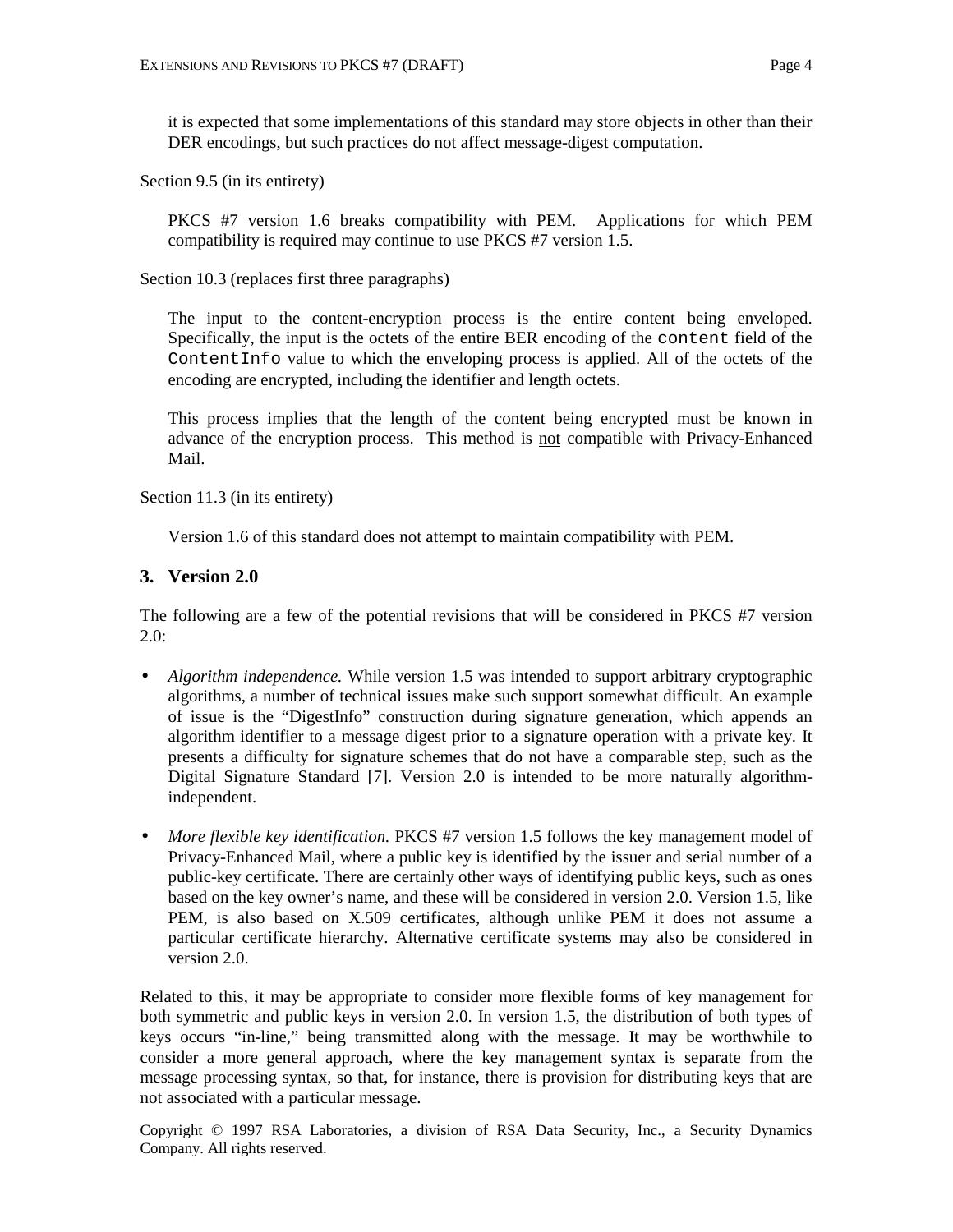it is expected that some implementations of this standard may store objects in other than their DER encodings, but such practices do not affect message-digest computation.

Section 9.5 (in its entirety)

PKCS #7 version 1.6 breaks compatibility with PEM. Applications for which PEM compatibility is required may continue to use PKCS #7 version 1.5.

Section 10.3 (replaces first three paragraphs)

The input to the content-encryption process is the entire content being enveloped. Specifically, the input is the octets of the entire BER encoding of the `content` field of the `ContentInfo` value to which the enveloping process is applied. All of the octets of the encoding are encrypted, including the identifier and length octets.

This process implies that the length of the content being encrypted must be known in advance of the encryption process. This method is <u>not</u> compatible with Privacy-Enhanced Mail.

Section 11.3 (in its entirety)

Version 1.6 of this standard does not attempt to maintain compatibility with PEM.

## 3. Version 2.0

The following are a few of the potential revisions that will be considered in PKCS #7 version 2.0:

- *Algorithm independence.* While version 1.5 was intended to support arbitrary cryptographic algorithms, a number of technical issues make such support somewhat difficult. An example of issue is the "DigestInfo" construction during signature generation, which appends an algorithm identifier to a message digest prior to a signature operation with a private key. It presents a difficulty for signature schemes that do not have a comparable step, such as the Digital Signature Standard [7]. Version 2.0 is intended to be more naturally algorithm-independent.

- *More flexible key identification.* PKCS #7 version 1.5 follows the key management model of Privacy-Enhanced Mail, where a public key is identified by the issuer and serial number of a public-key certificate. There are certainly other ways of identifying public keys, such as ones based on the key owner's name, and these will be considered in version 2.0. Version 1.5, like PEM, is also based on X.509 certificates, although unlike PEM it does not assume a particular certificate hierarchy. Alternative certificate systems may also be considered in version 2.0.

Related to this, it may be appropriate to consider more flexible forms of key management for both symmetric and public keys in version 2.0. In version 1.5, the distribution of both types of keys occurs "in-line," being transmitted along with the message. It may be worthwhile to consider a more general approach, where the key management syntax is separate from the message processing syntax, so that, for instance, there is provision for distributing keys that are not associated with a particular message.

Copyright © 1997 RSA Laboratories, a division of RSA Data Security, Inc., a Security Dynamics Company. All rights reserved.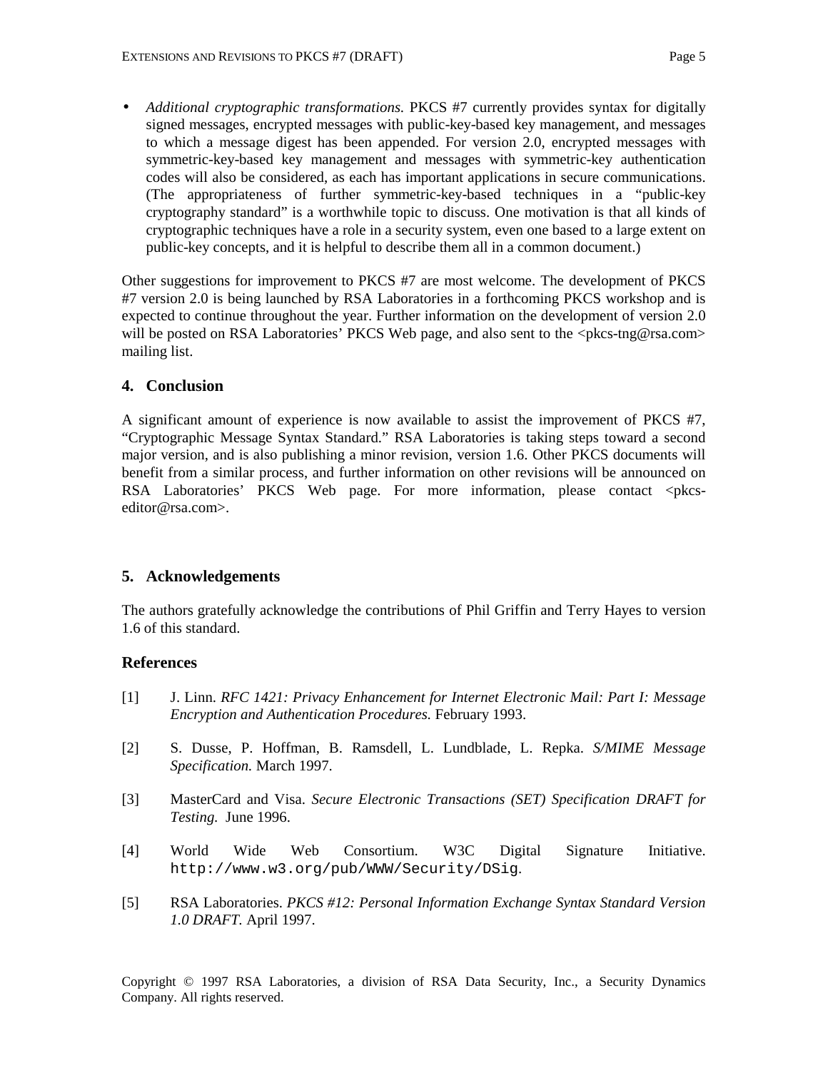- *Additional cryptographic transformations.* PKCS #7 currently provides syntax for digitally signed messages, encrypted messages with public-key-based key management, and messages to which a message digest has been appended. For version 2.0, encrypted messages with symmetric-key-based key management and messages with symmetric-key authentication codes will also be considered, as each has important applications in secure communications. (The appropriateness of further symmetric-key-based techniques in a "public-key cryptography standard" is a worthwhile topic to discuss. One motivation is that all kinds of cryptographic techniques have a role in a security system, even one based to a large extent on public-key concepts, and it is helpful to describe them all in a common document.)

Other suggestions for improvement to PKCS #7 are most welcome. The development of PKCS #7 version 2.0 is being launched by RSA Laboratories in a forthcoming PKCS workshop and is expected to continue throughout the year. Further information on the development of version 2.0 will be posted on RSA Laboratories' PKCS Web page, and also sent to the <pkcs-tng@rsa.com> mailing list.

## 4. Conclusion

A significant amount of experience is now available to assist the improvement of PKCS #7, "Cryptographic Message Syntax Standard." RSA Laboratories is taking steps toward a second major version, and is also publishing a minor revision, version 1.6. Other PKCS documents will benefit from a similar process, and further information on other revisions will be announced on RSA Laboratories' PKCS Web page. For more information, please contact <pkcs-editor@rsa.com>.

## 5. Acknowledgements

The authors gratefully acknowledge the contributions of Phil Griffin and Terry Hayes to version 1.6 of this standard.

## References

[1] J. Linn. *RFC 1421: Privacy Enhancement for Internet Electronic Mail: Part I: Message Encryption and Authentication Procedures.* February 1993.

[2] S. Dusse, P. Hoffman, B. Ramsdell, L. Lundblade, L. Repka. *S/MIME Message Specification.* March 1997.

[3] MasterCard and Visa. *Secure Electronic Transactions (SET) Specification DRAFT for Testing.* June 1996.

[4] World Wide Web Consortium. W3C Digital Signature Initiative. `http://www.w3.org/pub/WWW/Security/DSig`.

[5] RSA Laboratories. *PKCS #12: Personal Information Exchange Syntax Standard Version 1.0 DRAFT.* April 1997.

Copyright © 1997 RSA Laboratories, a division of RSA Data Security, Inc., a Security Dynamics Company. All rights reserved.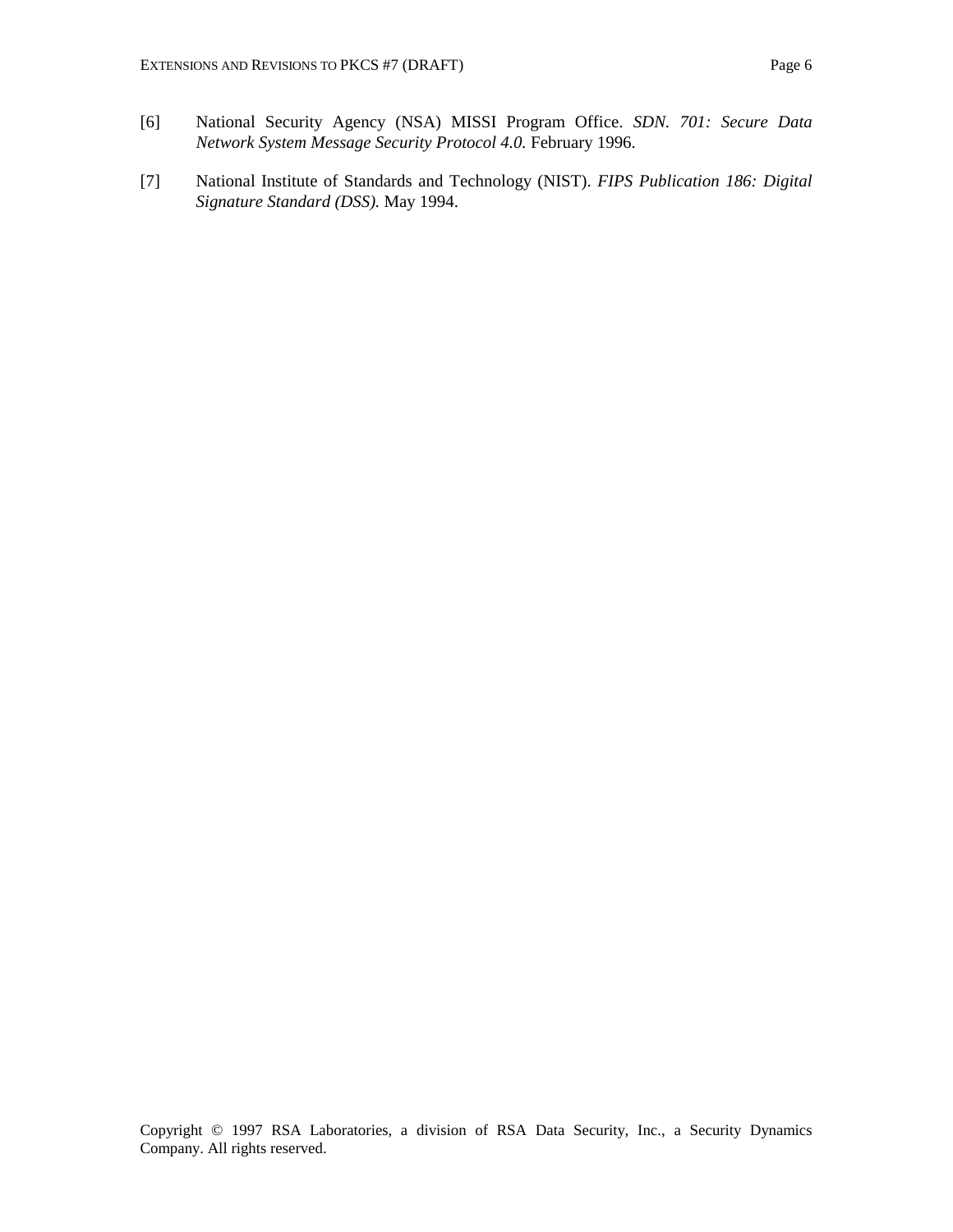[6] National Security Agency (NSA) MISSI Program Office. *SDN. 701: Secure Data Network System Message Security Protocol 4.0.* February 1996.

[7] National Institute of Standards and Technology (NIST). *FIPS Publication 186: Digital Signature Standard (DSS).* May 1994.

Copyright © 1997 RSA Laboratories, a division of RSA Data Security, Inc., a Security Dynamics Company. All rights reserved.